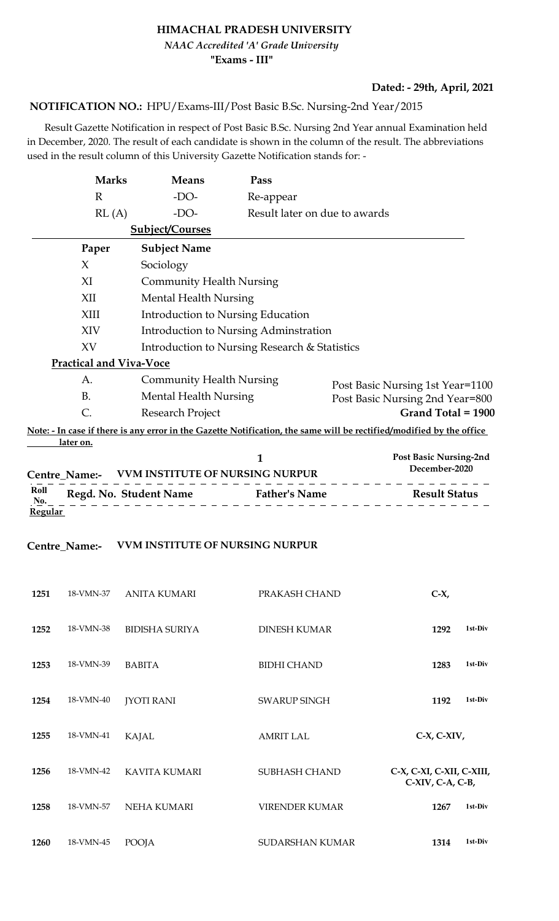# HIMACHAL PRADESH UNIVERSITY

*NAAC Accredited 'A' Grade University*

**"Exams - III"**

**Dated: - 29th, April, 2021**

**NOTIFICATION NO.:** HPU/Exams-III/Post Basic B.Sc. Nursing-2nd Year/2015

Result Gazette Notification in respect of Post Basic B.Sc. Nursing 2nd Year annual Examination held in December, 2020. The result of each candidate is shown in the column of the result. The abbreviations used in the result column of this University Gazette Notification stands for: -

| | | |
|---|---|---|
| **Marks** | **Means** | **Pass** |
| R | -DO- | Re-appear |
| RL (A) | -DO- | Result later on due to awards |

**Subject/Courses**

| Paper | Subject Name |
|---|---|
| X | Sociology |
| XI | Community Health Nursing |
| XII | Mental Health Nursing |
| XIII | Introduction to Nursing Education |
| XIV | Introduction to Nursing Adminstration |
| XV | Introduction to Nursing Research & Statistics |

**Practical and Viva-Voce**

| | |
|---|---|
| A. | Community Health Nursing |
| B. | Mental Health Nursing |
| C. | Research Project |

Post Basic Nursing 1st Year=1100

Post Basic Nursing 2nd Year=800

**Grand Total = 1900**

**Note: - In case if there is any error in the Gazette Notification, the same will be rectified/modified by the office later on.**

**1**

**Post Basic Nursing-2nd December-2020**

**Centre_Name:- VVM INSTITUTE OF NURSING NURPUR**

**Regular**

**Centre_Name:- VVM INSTITUTE OF NURSING NURPUR**

| Roll No. | Regd. No. | Student Name | Father's Name | Result Status | |
|---|---|---|---|---|---|
| 1251 | 18-VMN-37 | ANITA KUMARI | PRAKASH CHAND | C-X, | |
| 1252 | 18-VMN-38 | BIDISHA SURIYA | DINESH KUMAR | 1292 | 1st-Div |
| 1253 | 18-VMN-39 | BABITA | BIDHI CHAND | 1283 | 1st-Div |
| 1254 | 18-VMN-40 | JYOTI RANI | SWARUP SINGH | 1192 | 1st-Div |
| 1255 | 18-VMN-41 | KAJAL | AMRIT LAL | C-X, C-XIV, | |
| 1256 | 18-VMN-42 | KAVITA KUMARI | SUBHASH CHAND | C-X, C-XI, C-XII, C-XIII, C-XIV, C-A, C-B, | |
| 1258 | 18-VMN-57 | NEHA KUMARI | VIRENDER KUMAR | 1267 | 1st-Div |
| 1260 | 18-VMN-45 | POOJA | SUDARSHAN KUMAR | 1314 | 1st-Div |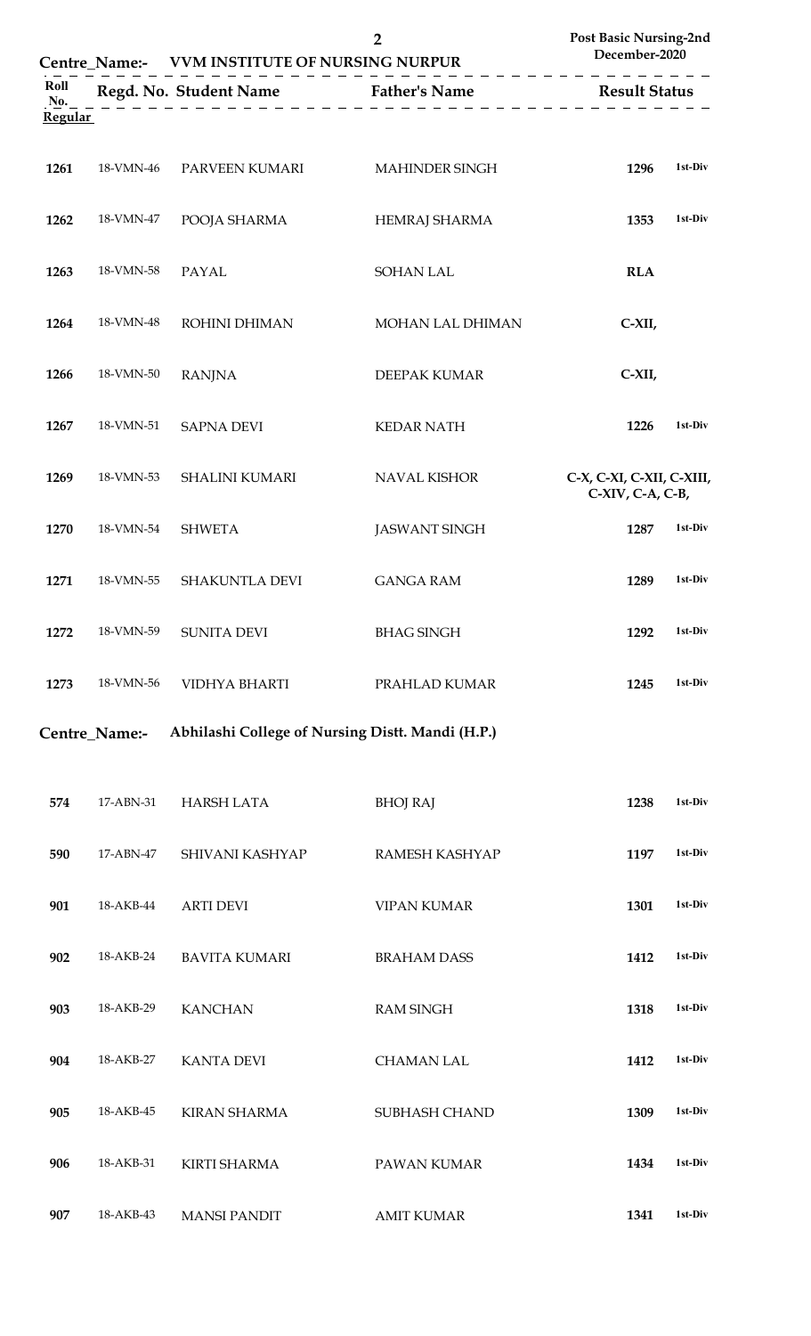**Centre_Name:- VVM INSTITUTE OF NURSING NURPUR**

| Roll No. | Regd. No. | Student Name | Father's Name | Result Status | |
|---|---|---|---|---|---|
| **Regular** | | | | | |
| 1261 | 18-VMN-46 | PARVEEN KUMARI | MAHINDER SINGH | 1296 | 1st-Div |
| 1262 | 18-VMN-47 | POOJA SHARMA | HEMRAJ SHARMA | 1353 | 1st-Div |
| 1263 | 18-VMN-58 | PAYAL | SOHAN LAL | RLA | |
| 1264 | 18-VMN-48 | ROHINI DHIMAN | MOHAN LAL DHIMAN | C-XII, | |
| 1266 | 18-VMN-50 | RANJNA | DEEPAK KUMAR | C-XII, | |
| 1267 | 18-VMN-51 | SAPNA DEVI | KEDAR NATH | 1226 | 1st-Div |
| 1269 | 18-VMN-53 | SHALINI KUMARI | NAVAL KISHOR | C-X, C-XI, C-XII, C-XIII, C-XIV, C-A, C-B, | |
| 1270 | 18-VMN-54 | SHWETA | JASWANT SINGH | 1287 | 1st-Div |
| 1271 | 18-VMN-55 | SHAKUNTLA DEVI | GANGA RAM | 1289 | 1st-Div |
| 1272 | 18-VMN-59 | SUNITA DEVI | BHAG SINGH | 1292 | 1st-Div |
| 1273 | 18-VMN-56 | VIDHYA BHARTI | PRAHLAD KUMAR | 1245 | 1st-Div |

**Centre_Name:- Abhilashi College of Nursing Distt. Mandi (H.P.)**

| Roll No. | Regd. No. | Student Name | Father's Name | Result Status | |
|---|---|---|---|---|---|
| 574 | 17-ABN-31 | HARSH LATA | BHOJ RAJ | 1238 | 1st-Div |
| 590 | 17-ABN-47 | SHIVANI KASHYAP | RAMESH KASHYAP | 1197 | 1st-Div |
| 901 | 18-AKB-44 | ARTI DEVI | VIPAN KUMAR | 1301 | 1st-Div |
| 902 | 18-AKB-24 | BAVITA KUMARI | BRAHAM DASS | 1412 | 1st-Div |
| 903 | 18-AKB-29 | KANCHAN | RAM SINGH | 1318 | 1st-Div |
| 904 | 18-AKB-27 | KANTA DEVI | CHAMAN LAL | 1412 | 1st-Div |
| 905 | 18-AKB-45 | KIRAN SHARMA | SUBHASH CHAND | 1309 | 1st-Div |
| 906 | 18-AKB-31 | KIRTI SHARMA | PAWAN KUMAR | 1434 | 1st-Div |
| 907 | 18-AKB-43 | MANSI PANDIT | AMIT KUMAR | 1341 | 1st-Div |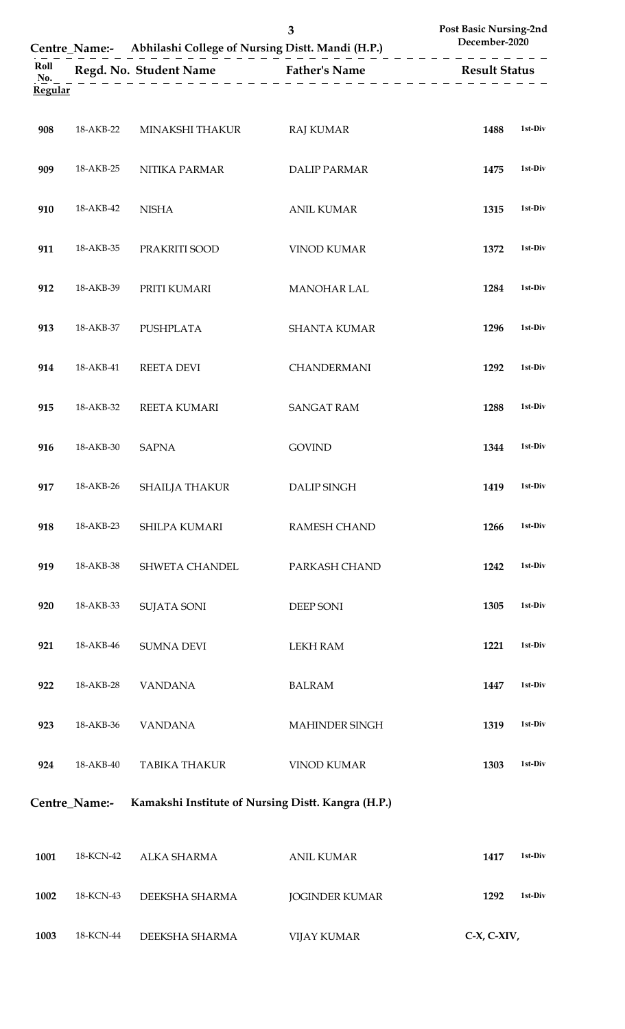Post Basic Nursing-2nd December-2020

Centre_Name:- Abhilashi College of Nursing Distt. Mandi (H.P.)

| Roll No. | Regd. No. | Student Name | Father's Name | Result Status | |
|---|---|---|---|---|---|
| **Regular** | | | | | |
| 908 | 18-AKB-22 | MINAKSHI THAKUR | RAJ KUMAR | 1488 | 1st-Div |
| 909 | 18-AKB-25 | NITIKA PARMAR | DALIP PARMAR | 1475 | 1st-Div |
| 910 | 18-AKB-42 | NISHA | ANIL KUMAR | 1315 | 1st-Div |
| 911 | 18-AKB-35 | PRAKRITI SOOD | VINOD KUMAR | 1372 | 1st-Div |
| 912 | 18-AKB-39 | PRITI KUMARI | MANOHAR LAL | 1284 | 1st-Div |
| 913 | 18-AKB-37 | PUSHPLATA | SHANTA KUMAR | 1296 | 1st-Div |
| 914 | 18-AKB-41 | REETA DEVI | CHANDERMANI | 1292 | 1st-Div |
| 915 | 18-AKB-32 | REETA KUMARI | SANGAT RAM | 1288 | 1st-Div |
| 916 | 18-AKB-30 | SAPNA | GOVIND | 1344 | 1st-Div |
| 917 | 18-AKB-26 | SHAILJA THAKUR | DALIP SINGH | 1419 | 1st-Div |
| 918 | 18-AKB-23 | SHILPA KUMARI | RAMESH CHAND | 1266 | 1st-Div |
| 919 | 18-AKB-38 | SHWETA CHANDEL | PARKASH CHAND | 1242 | 1st-Div |
| 920 | 18-AKB-33 | SUJATA SONI | DEEP SONI | 1305 | 1st-Div |
| 921 | 18-AKB-46 | SUMNA DEVI | LEKH RAM | 1221 | 1st-Div |
| 922 | 18-AKB-28 | VANDANA | BALRAM | 1447 | 1st-Div |
| 923 | 18-AKB-36 | VANDANA | MAHINDER SINGH | 1319 | 1st-Div |
| 924 | 18-AKB-40 | TABIKA THAKUR | VINOD KUMAR | 1303 | 1st-Div |

Centre_Name:- Kamakshi Institute of Nursing Distt. Kangra (H.P.)

| Roll No. | Regd. No. | Student Name | Father's Name | Result Status | |
|---|---|---|---|---|---|
| 1001 | 18-KCN-42 | ALKA SHARMA | ANIL KUMAR | 1417 | 1st-Div |
| 1002 | 18-KCN-43 | DEEKSHA SHARMA | JOGINDER KUMAR | 1292 | 1st-Div |
| 1003 | 18-KCN-44 | DEEKSHA SHARMA | VIJAY KUMAR | C-X, C-XIV, | |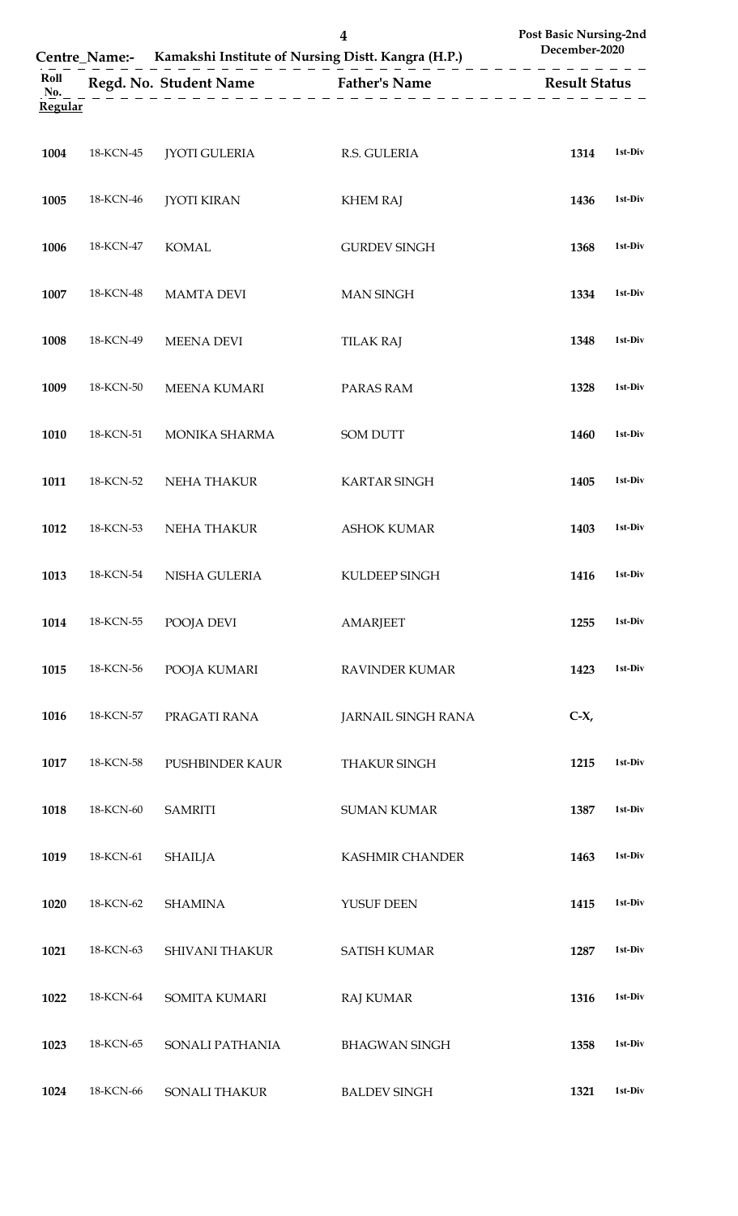Centre_Name:- Kamakshi Institute of Nursing Distt. Kangra (H.P.)

Post Basic Nursing-2nd December-2020

| Roll No. | Regd. No. | Student Name | Father's Name | Result Status | |
|---|---|---|---|---|---|
| **Regular** | | | | | |
| 1004 | 18-KCN-45 | JYOTI GULERIA | R.S. GULERIA | 1314 | 1st-Div |
| 1005 | 18-KCN-46 | JYOTI KIRAN | KHEM RAJ | 1436 | 1st-Div |
| 1006 | 18-KCN-47 | KOMAL | GURDEV SINGH | 1368 | 1st-Div |
| 1007 | 18-KCN-48 | MAMTA DEVI | MAN SINGH | 1334 | 1st-Div |
| 1008 | 18-KCN-49 | MEENA DEVI | TILAK RAJ | 1348 | 1st-Div |
| 1009 | 18-KCN-50 | MEENA KUMARI | PARAS RAM | 1328 | 1st-Div |
| 1010 | 18-KCN-51 | MONIKA SHARMA | SOM DUTT | 1460 | 1st-Div |
| 1011 | 18-KCN-52 | NEHA THAKUR | KARTAR SINGH | 1405 | 1st-Div |
| 1012 | 18-KCN-53 | NEHA THAKUR | ASHOK KUMAR | 1403 | 1st-Div |
| 1013 | 18-KCN-54 | NISHA GULERIA | KULDEEP SINGH | 1416 | 1st-Div |
| 1014 | 18-KCN-55 | POOJA DEVI | AMARJEET | 1255 | 1st-Div |
| 1015 | 18-KCN-56 | POOJA KUMARI | RAVINDER KUMAR | 1423 | 1st-Div |
| 1016 | 18-KCN-57 | PRAGATI RANA | JARNAIL SINGH RANA | C-X, | |
| 1017 | 18-KCN-58 | PUSHBINDER KAUR | THAKUR SINGH | 1215 | 1st-Div |
| 1018 | 18-KCN-60 | SAMRITI | SUMAN KUMAR | 1387 | 1st-Div |
| 1019 | 18-KCN-61 | SHAILJA | KASHMIR CHANDER | 1463 | 1st-Div |
| 1020 | 18-KCN-62 | SHAMINA | YUSUF DEEN | 1415 | 1st-Div |
| 1021 | 18-KCN-63 | SHIVANI THAKUR | SATISH KUMAR | 1287 | 1st-Div |
| 1022 | 18-KCN-64 | SOMITA KUMARI | RAJ KUMAR | 1316 | 1st-Div |
| 1023 | 18-KCN-65 | SONALI PATHANIA | BHAGWAN SINGH | 1358 | 1st-Div |
| 1024 | 18-KCN-66 | SONALI THAKUR | BALDEV SINGH | 1321 | 1st-Div |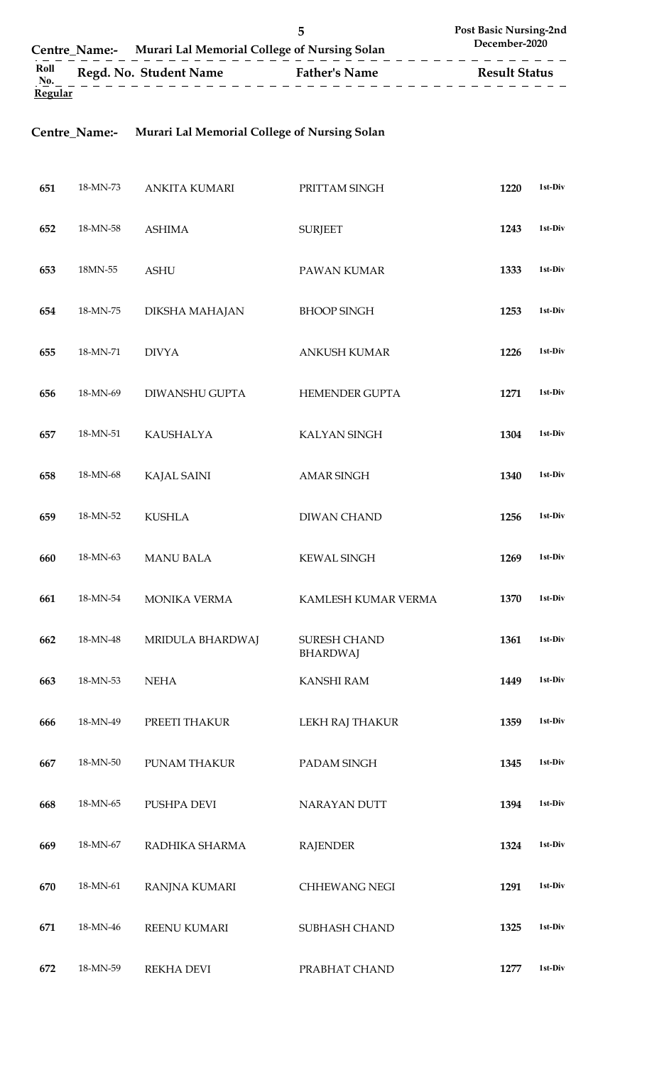| Roll No. | Regd. No. | Student Name | Father's Name | Result Status | |
|---|---|---|---|---|---|
| **Regular** | | | | | |

**Centre_Name:- Murari Lal Memorial College of Nursing Solan**

| | | | | | |
|---|---|---|---|---|---|
| **651** | 18-MN-73 | ANKITA KUMARI | PRITTAM SINGH | **1220** | **1st-Div** |
| **652** | 18-MN-58 | ASHIMA | SURJEET | **1243** | **1st-Div** |
| **653** | 18MN-55 | ASHU | PAWAN KUMAR | **1333** | **1st-Div** |
| **654** | 18-MN-75 | DIKSHA MAHAJAN | BHOOP SINGH | **1253** | **1st-Div** |
| **655** | 18-MN-71 | DIVYA | ANKUSH KUMAR | **1226** | **1st-Div** |
| **656** | 18-MN-69 | DIWANSHU GUPTA | HEMENDER GUPTA | **1271** | **1st-Div** |
| **657** | 18-MN-51 | KAUSHALYA | KALYAN SINGH | **1304** | **1st-Div** |
| **658** | 18-MN-68 | KAJAL SAINI | AMAR SINGH | **1340** | **1st-Div** |
| **659** | 18-MN-52 | KUSHLA | DIWAN CHAND | **1256** | **1st-Div** |
| **660** | 18-MN-63 | MANU BALA | KEWAL SINGH | **1269** | **1st-Div** |
| **661** | 18-MN-54 | MONIKA VERMA | KAMLESH KUMAR VERMA | **1370** | **1st-Div** |
| **662** | 18-MN-48 | MRIDULA BHARDWAJ | SURESH CHAND BHARDWAJ | **1361** | **1st-Div** |
| **663** | 18-MN-53 | NEHA | KANSHI RAM | **1449** | **1st-Div** |
| **666** | 18-MN-49 | PREETI THAKUR | LEKH RAJ THAKUR | **1359** | **1st-Div** |
| **667** | 18-MN-50 | PUNAM THAKUR | PADAM SINGH | **1345** | **1st-Div** |
| **668** | 18-MN-65 | PUSHPA DEVI | NARAYAN DUTT | **1394** | **1st-Div** |
| **669** | 18-MN-67 | RADHIKA SHARMA | RAJENDER | **1324** | **1st-Div** |
| **670** | 18-MN-61 | RANJNA KUMARI | CHHEWANG NEGI | **1291** | **1st-Div** |
| **671** | 18-MN-46 | REENU KUMARI | SUBHASH CHAND | **1325** | **1st-Div** |
| **672** | 18-MN-59 | REKHA DEVI | PRABHAT CHAND | **1277** | **1st-Div** |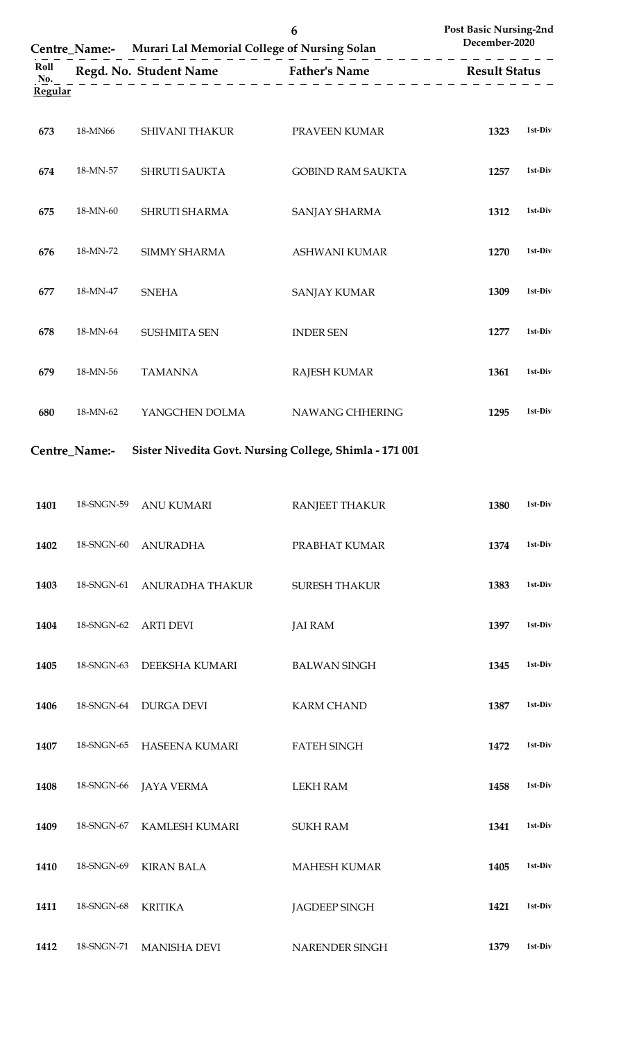Centre_Name:- Murari Lal Memorial College of Nursing Solan

Post Basic Nursing-2nd December-2020

| Roll No. | Regd. No. | Student Name | Father's Name | Result Status | |
|---|---|---|---|---|---|
| **Regular** | | | | | |
| 673 | 18-MN66 | SHIVANI THAKUR | PRAVEEN KUMAR | 1323 | 1st-Div |
| 674 | 18-MN-57 | SHRUTI SAUKTA | GOBIND RAM SAUKTA | 1257 | 1st-Div |
| 675 | 18-MN-60 | SHRUTI SHARMA | SANJAY SHARMA | 1312 | 1st-Div |
| 676 | 18-MN-72 | SIMMY SHARMA | ASHWANI KUMAR | 1270 | 1st-Div |
| 677 | 18-MN-47 | SNEHA | SANJAY KUMAR | 1309 | 1st-Div |
| 678 | 18-MN-64 | SUSHMITA SEN | INDER SEN | 1277 | 1st-Div |
| 679 | 18-MN-56 | TAMANNA | RAJESH KUMAR | 1361 | 1st-Div |
| 680 | 18-MN-62 | YANGCHEN DOLMA | NAWANG CHHERING | 1295 | 1st-Div |

Centre_Name:- Sister Nivedita Govt. Nursing College, Shimla - 171 001

| Roll No. | Regd. No. | Student Name | Father's Name | Result Status | |
|---|---|---|---|---|---|
| 1401 | 18-SNGN-59 | ANU KUMARI | RANJEET THAKUR | 1380 | 1st-Div |
| 1402 | 18-SNGN-60 | ANURADHA | PRABHAT KUMAR | 1374 | 1st-Div |
| 1403 | 18-SNGN-61 | ANURADHA THAKUR | SURESH THAKUR | 1383 | 1st-Div |
| 1404 | 18-SNGN-62 | ARTI DEVI | JAI RAM | 1397 | 1st-Div |
| 1405 | 18-SNGN-63 | DEEKSHA KUMARI | BALWAN SINGH | 1345 | 1st-Div |
| 1406 | 18-SNGN-64 | DURGA DEVI | KARM CHAND | 1387 | 1st-Div |
| 1407 | 18-SNGN-65 | HASEENA KUMARI | FATEH SINGH | 1472 | 1st-Div |
| 1408 | 18-SNGN-66 | JAYA VERMA | LEKH RAM | 1458 | 1st-Div |
| 1409 | 18-SNGN-67 | KAMLESH KUMARI | SUKH RAM | 1341 | 1st-Div |
| 1410 | 18-SNGN-69 | KIRAN BALA | MAHESH KUMAR | 1405 | 1st-Div |
| 1411 | 18-SNGN-68 | KRITIKA | JAGDEEP SINGH | 1421 | 1st-Div |
| 1412 | 18-SNGN-71 | MANISHA DEVI | NARENDER SINGH | 1379 | 1st-Div |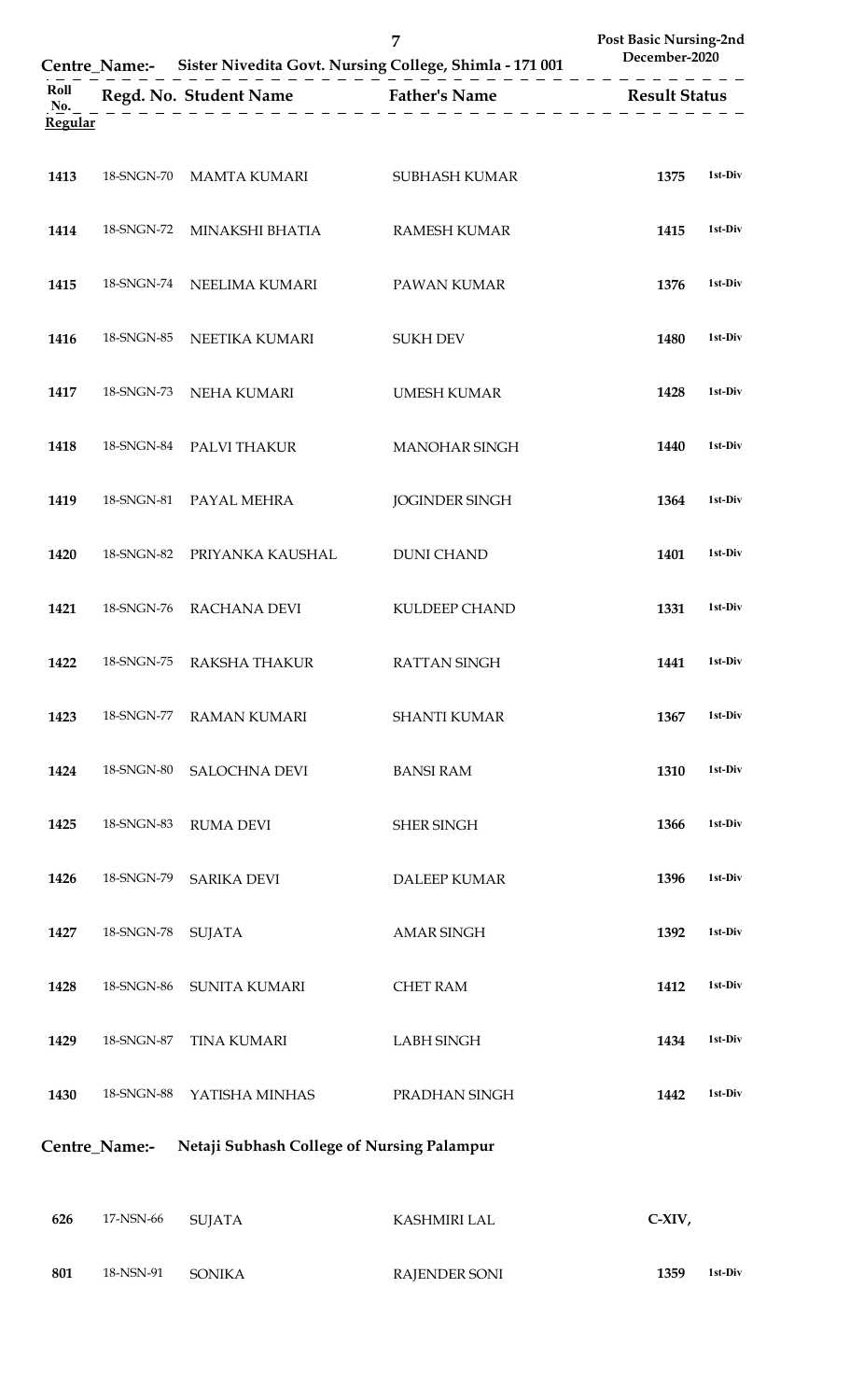Post Basic Nursing-2nd December-2020

Centre_Name:- Sister Nivedita Govt. Nursing College, Shimla - 171 001

| Roll No. | Regd. No. | Student Name | Father's Name | Result Status | |
|---|---|---|---|---|---|
| **Regular** | | | | | |
| 1413 | 18-SNGN-70 | MAMTA KUMARI | SUBHASH KUMAR | 1375 | 1st-Div |
| 1414 | 18-SNGN-72 | MINAKSHI BHATIA | RAMESH KUMAR | 1415 | 1st-Div |
| 1415 | 18-SNGN-74 | NEELIMA KUMARI | PAWAN KUMAR | 1376 | 1st-Div |
| 1416 | 18-SNGN-85 | NEETIKA KUMARI | SUKH DEV | 1480 | 1st-Div |
| 1417 | 18-SNGN-73 | NEHA KUMARI | UMESH KUMAR | 1428 | 1st-Div |
| 1418 | 18-SNGN-84 | PALVI THAKUR | MANOHAR SINGH | 1440 | 1st-Div |
| 1419 | 18-SNGN-81 | PAYAL MEHRA | JOGINDER SINGH | 1364 | 1st-Div |
| 1420 | 18-SNGN-82 | PRIYANKA KAUSHAL | DUNI CHAND | 1401 | 1st-Div |
| 1421 | 18-SNGN-76 | RACHANA DEVI | KULDEEP CHAND | 1331 | 1st-Div |
| 1422 | 18-SNGN-75 | RAKSHA THAKUR | RATTAN SINGH | 1441 | 1st-Div |
| 1423 | 18-SNGN-77 | RAMAN KUMARI | SHANTI KUMAR | 1367 | 1st-Div |
| 1424 | 18-SNGN-80 | SALOCHNA DEVI | BANSI RAM | 1310 | 1st-Div |
| 1425 | 18-SNGN-83 | RUMA DEVI | SHER SINGH | 1366 | 1st-Div |
| 1426 | 18-SNGN-79 | SARIKA DEVI | DALEEP KUMAR | 1396 | 1st-Div |
| 1427 | 18-SNGN-78 | SUJATA | AMAR SINGH | 1392 | 1st-Div |
| 1428 | 18-SNGN-86 | SUNITA KUMARI | CHET RAM | 1412 | 1st-Div |
| 1429 | 18-SNGN-87 | TINA KUMARI | LABH SINGH | 1434 | 1st-Div |
| 1430 | 18-SNGN-88 | YATISHA MINHAS | PRADHAN SINGH | 1442 | 1st-Div |

Centre_Name:- Netaji Subhash College of Nursing Palampur

| | | | | | |
|---|---|---|---|---|---|
| 626 | 17-NSN-66 | SUJATA | KASHMIRI LAL | C-XIV, | |
| 801 | 18-NSN-91 | SONIKA | RAJENDER SONI | 1359 | 1st-Div |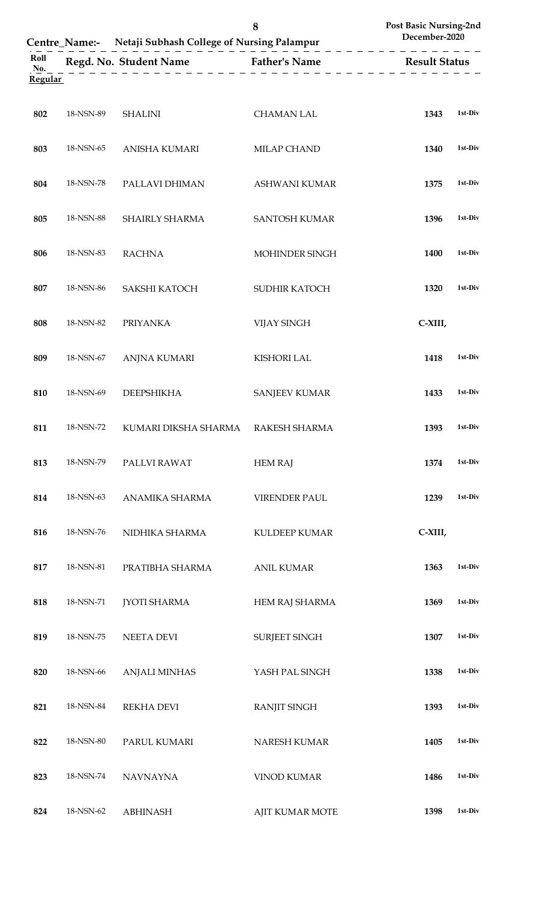**Centre_Name:- Netaji Subhash College of Nursing Palampur**

**Post Basic Nursing-2nd December-2020**

| Roll No. | Regd. No. | Student Name | Father's Name | Result Status | |
|---|---|---|---|---|---|
| **Regular** | | | | | |
| **802** | 18-NSN-89 | SHALINI | CHAMAN LAL | **1343** | **1st-Div** |
| **803** | 18-NSN-65 | ANISHA KUMARI | MILAP CHAND | **1340** | **1st-Div** |
| **804** | 18-NSN-78 | PALLAVI DHIMAN | ASHWANI KUMAR | **1375** | **1st-Div** |
| **805** | 18-NSN-88 | SHAIRLY SHARMA | SANTOSH KUMAR | **1396** | **1st-Div** |
| **806** | 18-NSN-83 | RACHNA | MOHINDER SINGH | **1400** | **1st-Div** |
| **807** | 18-NSN-86 | SAKSHI KATOCH | SUDHIR KATOCH | **1320** | **1st-Div** |
| **808** | 18-NSN-82 | PRIYANKA | VIJAY SINGH | **C-XIII,** | |
| **809** | 18-NSN-67 | ANJNA KUMARI | KISHORI LAL | **1418** | **1st-Div** |
| **810** | 18-NSN-69 | DEEPSHIKHA | SANJEEV KUMAR | **1433** | **1st-Div** |
| **811** | 18-NSN-72 | KUMARI DIKSHA SHARMA | RAKESH SHARMA | **1393** | **1st-Div** |
| **813** | 18-NSN-79 | PALLVI RAWAT | HEM RAJ | **1374** | **1st-Div** |
| **814** | 18-NSN-63 | ANAMIKA SHARMA | VIRENDER PAUL | **1239** | **1st-Div** |
| **816** | 18-NSN-76 | NIDHIKA SHARMA | KULDEEP KUMAR | **C-XIII,** | |
| **817** | 18-NSN-81 | PRATIBHA SHARMA | ANIL KUMAR | **1363** | **1st-Div** |
| **818** | 18-NSN-71 | JYOTI SHARMA | HEM RAJ SHARMA | **1369** | **1st-Div** |
| **819** | 18-NSN-75 | NEETA DEVI | SURJEET SINGH | **1307** | **1st-Div** |
| **820** | 18-NSN-66 | ANJALI MINHAS | YASH PAL SINGH | **1338** | **1st-Div** |
| **821** | 18-NSN-84 | REKHA DEVI | RANJIT SINGH | **1393** | **1st-Div** |
| **822** | 18-NSN-80 | PARUL KUMARI | NARESH KUMAR | **1405** | **1st-Div** |
| **823** | 18-NSN-74 | NAVNAYNA | VINOD KUMAR | **1486** | **1st-Div** |
| **824** | 18-NSN-62 | ABHINASH | AJIT KUMAR MOTE | **1398** | **1st-Div** |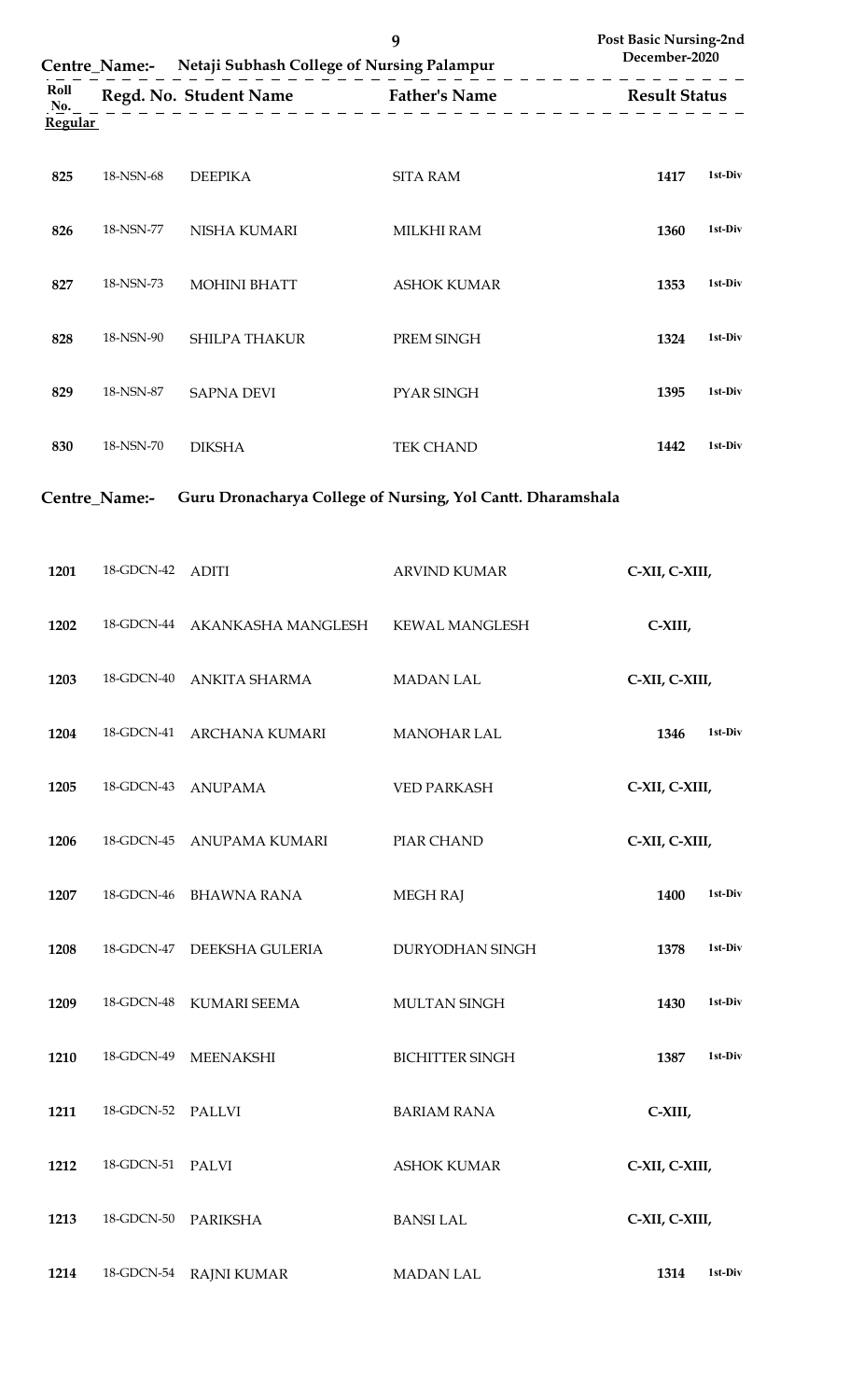Centre_Name:- Netaji Subhash College of Nursing Palampur

Post Basic Nursing-2nd December-2020

| Roll No. | Regd. No. | Student Name | Father's Name | Result Status | |
|---|---|---|---|---|---|
| **Regular** | | | | | |
| 825 | 18-NSN-68 | DEEPIKA | SITA RAM | 1417 | 1st-Div |
| 826 | 18-NSN-77 | NISHA KUMARI | MILKHI RAM | 1360 | 1st-Div |
| 827 | 18-NSN-73 | MOHINI BHATT | ASHOK KUMAR | 1353 | 1st-Div |
| 828 | 18-NSN-90 | SHILPA THAKUR | PREM SINGH | 1324 | 1st-Div |
| 829 | 18-NSN-87 | SAPNA DEVI | PYAR SINGH | 1395 | 1st-Div |
| 830 | 18-NSN-70 | DIKSHA | TEK CHAND | 1442 | 1st-Div |

Centre_Name:- Guru Dronacharya College of Nursing, Yol Cantt. Dharamshala

| Roll No. | Regd. No. | Student Name | Father's Name | Result Status | |
|---|---|---|---|---|---|
| 1201 | 18-GDCN-42 | ADITI | ARVIND KUMAR | C-XII, C-XIII, | |
| 1202 | 18-GDCN-44 | AKANKASHA MANGLESH | KEWAL MANGLESH | C-XIII, | |
| 1203 | 18-GDCN-40 | ANKITA SHARMA | MADAN LAL | C-XII, C-XIII, | |
| 1204 | 18-GDCN-41 | ARCHANA KUMARI | MANOHAR LAL | 1346 | 1st-Div |
| 1205 | 18-GDCN-43 | ANUPAMA | VED PARKASH | C-XII, C-XIII, | |
| 1206 | 18-GDCN-45 | ANUPAMA KUMARI | PIAR CHAND | C-XII, C-XIII, | |
| 1207 | 18-GDCN-46 | BHAWNA RANA | MEGH RAJ | 1400 | 1st-Div |
| 1208 | 18-GDCN-47 | DEEKSHA GULERIA | DURYODHAN SINGH | 1378 | 1st-Div |
| 1209 | 18-GDCN-48 | KUMARI SEEMA | MULTAN SINGH | 1430 | 1st-Div |
| 1210 | 18-GDCN-49 | MEENAKSHI | BICHITTER SINGH | 1387 | 1st-Div |
| 1211 | 18-GDCN-52 | PALLVI | BARIAM RANA | C-XIII, | |
| 1212 | 18-GDCN-51 | PALVI | ASHOK KUMAR | C-XII, C-XIII, | |
| 1213 | 18-GDCN-50 | PARIKSHA | BANSI LAL | C-XII, C-XIII, | |
| 1214 | 18-GDCN-54 | RAJNI KUMAR | MADAN LAL | 1314 | 1st-Div |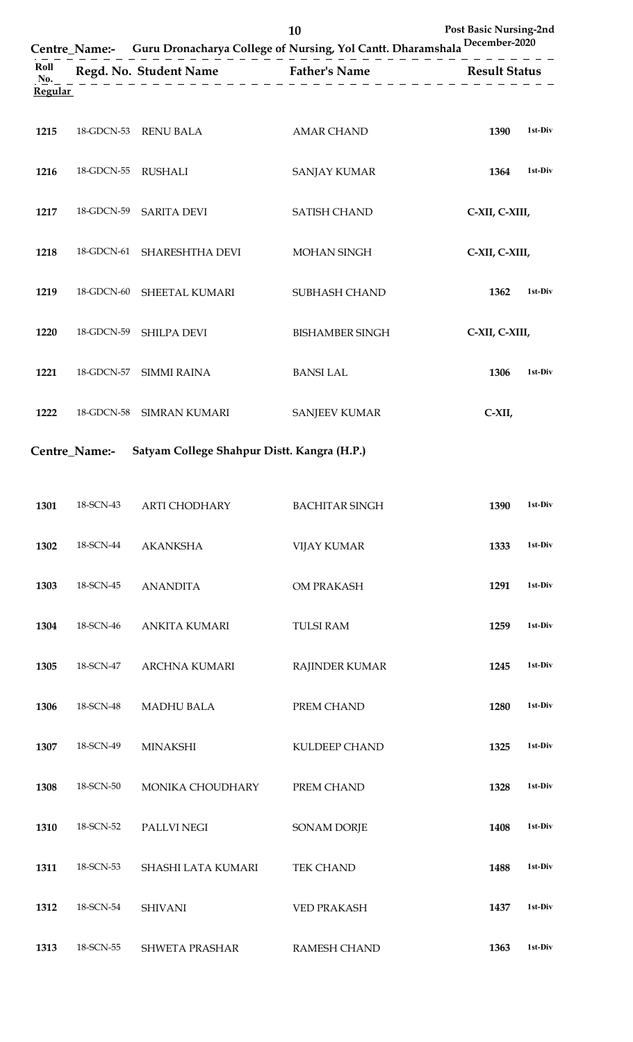Post Basic Nursing-2nd December-2020

**Centre_Name:-** Guru Dronacharya College of Nursing, Yol Cantt. Dharamshala

| Roll No. | Regd. No. | Student Name | Father's Name | Result Status | |
|---|---|---|---|---|---|
| **Regular** | | | | | |
| 1215 | 18-GDCN-53 | RENU BALA | AMAR CHAND | 1390 | 1st-Div |
| 1216 | 18-GDCN-55 | RUSHALI | SANJAY KUMAR | 1364 | 1st-Div |
| 1217 | 18-GDCN-59 | SARITA DEVI | SATISH CHAND | C-XII, C-XIII, | |
| 1218 | 18-GDCN-61 | SHARESHTHA DEVI | MOHAN SINGH | C-XII, C-XIII, | |
| 1219 | 18-GDCN-60 | SHEETAL KUMARI | SUBHASH CHAND | 1362 | 1st-Div |
| 1220 | 18-GDCN-59 | SHILPA DEVI | BISHAMBER SINGH | C-XII, C-XIII, | |
| 1221 | 18-GDCN-57 | SIMMI RAINA | BANSI LAL | 1306 | 1st-Div |
| 1222 | 18-GDCN-58 | SIMRAN KUMARI | SANJEEV KUMAR | C-XII, | |

**Centre_Name:-** Satyam College Shahpur Distt. Kangra (H.P.)

| Roll No. | Regd. No. | Student Name | Father's Name | Result Status | |
|---|---|---|---|---|---|
| 1301 | 18-SCN-43 | ARTI CHODHARY | BACHITAR SINGH | 1390 | 1st-Div |
| 1302 | 18-SCN-44 | AKANKSHA | VIJAY KUMAR | 1333 | 1st-Div |
| 1303 | 18-SCN-45 | ANANDITA | OM PRAKASH | 1291 | 1st-Div |
| 1304 | 18-SCN-46 | ANKITA KUMARI | TULSI RAM | 1259 | 1st-Div |
| 1305 | 18-SCN-47 | ARCHNA KUMARI | RAJINDER KUMAR | 1245 | 1st-Div |
| 1306 | 18-SCN-48 | MADHU BALA | PREM CHAND | 1280 | 1st-Div |
| 1307 | 18-SCN-49 | MINAKSHI | KULDEEP CHAND | 1325 | 1st-Div |
| 1308 | 18-SCN-50 | MONIKA CHOUDHARY | PREM CHAND | 1328 | 1st-Div |
| 1310 | 18-SCN-52 | PALLVI NEGI | SONAM DORJE | 1408 | 1st-Div |
| 1311 | 18-SCN-53 | SHASHI LATA KUMARI | TEK CHAND | 1488 | 1st-Div |
| 1312 | 18-SCN-54 | SHIVANI | VED PRAKASH | 1437 | 1st-Div |
| 1313 | 18-SCN-55 | SHWETA PRASHAR | RAMESH CHAND | 1363 | 1st-Div |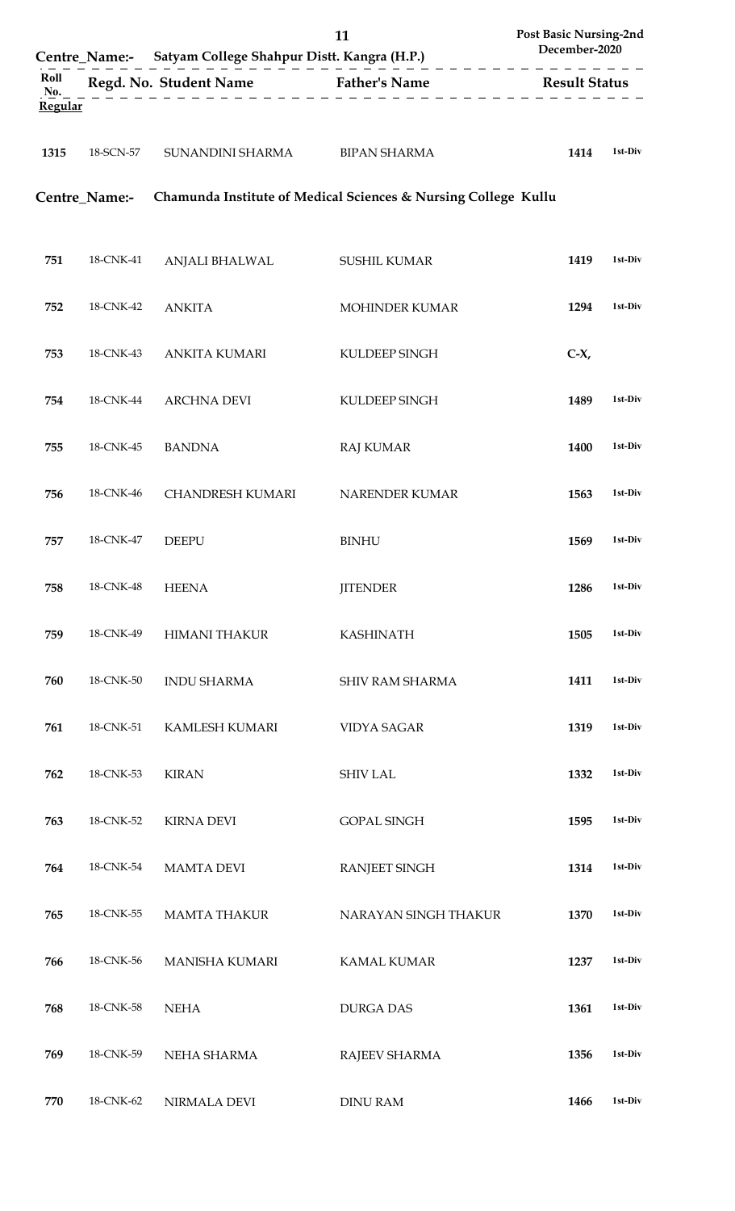Centre_Name:- Satyam College Shahpur Distt. Kangra (H.P.)

Post Basic Nursing-2nd December-2020

| Roll No. | Regd. No. | Student Name | Father's Name | Result Status | |
|---|---|---|---|---|---|
| **Regular** | | | | | |
| 1315 | 18-SCN-57 | SUNANDINI SHARMA | BIPAN SHARMA | 1414 | 1st-Div |

Centre_Name:- Chamunda Institute of Medical Sciences & Nursing College Kullu

| Roll No. | Regd. No. | Student Name | Father's Name | Result Status | |
|---|---|---|---|---|---|
| 751 | 18-CNK-41 | ANJALI BHALWAL | SUSHIL KUMAR | 1419 | 1st-Div |
| 752 | 18-CNK-42 | ANKITA | MOHINDER KUMAR | 1294 | 1st-Div |
| 753 | 18-CNK-43 | ANKITA KUMARI | KULDEEP SINGH | C-X, | |
| 754 | 18-CNK-44 | ARCHNA DEVI | KULDEEP SINGH | 1489 | 1st-Div |
| 755 | 18-CNK-45 | BANDNA | RAJ KUMAR | 1400 | 1st-Div |
| 756 | 18-CNK-46 | CHANDRESH KUMARI | NARENDER KUMAR | 1563 | 1st-Div |
| 757 | 18-CNK-47 | DEEPU | BINHU | 1569 | 1st-Div |
| 758 | 18-CNK-48 | HEENA | JITENDER | 1286 | 1st-Div |
| 759 | 18-CNK-49 | HIMANI THAKUR | KASHINATH | 1505 | 1st-Div |
| 760 | 18-CNK-50 | INDU SHARMA | SHIV RAM SHARMA | 1411 | 1st-Div |
| 761 | 18-CNK-51 | KAMLESH KUMARI | VIDYA SAGAR | 1319 | 1st-Div |
| 762 | 18-CNK-53 | KIRAN | SHIV LAL | 1332 | 1st-Div |
| 763 | 18-CNK-52 | KIRNA DEVI | GOPAL SINGH | 1595 | 1st-Div |
| 764 | 18-CNK-54 | MAMTA DEVI | RANJEET SINGH | 1314 | 1st-Div |
| 765 | 18-CNK-55 | MAMTA THAKUR | NARAYAN SINGH THAKUR | 1370 | 1st-Div |
| 766 | 18-CNK-56 | MANISHA KUMARI | KAMAL KUMAR | 1237 | 1st-Div |
| 768 | 18-CNK-58 | NEHA | DURGA DAS | 1361 | 1st-Div |
| 769 | 18-CNK-59 | NEHA SHARMA | RAJEEV SHARMA | 1356 | 1st-Div |
| 770 | 18-CNK-62 | NIRMALA DEVI | DINU RAM | 1466 | 1st-Div |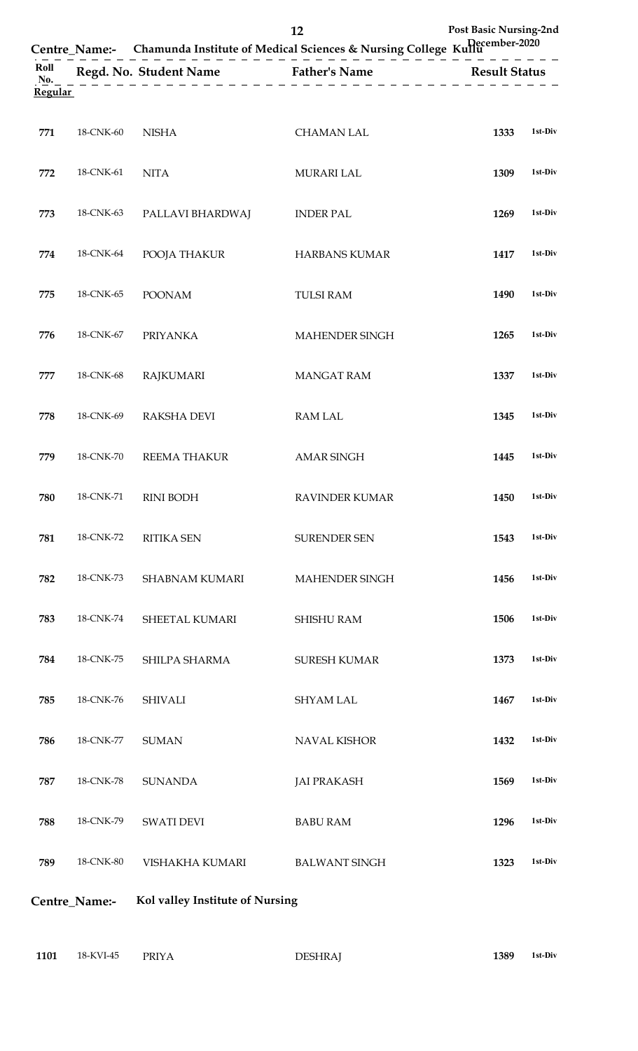Post Basic Nursing-2nd December-2020

Centre_Name:- Chamunda Institute of Medical Sciences & Nursing College Kullu

| Roll No. | Regd. No. | Student Name | Father's Name | Result Status | |
|---|---|---|---|---|---|
| **Regular** | | | | | |
| 771 | 18-CNK-60 | NISHA | CHAMAN LAL | 1333 | 1st-Div |
| 772 | 18-CNK-61 | NITA | MURARI LAL | 1309 | 1st-Div |
| 773 | 18-CNK-63 | PALLAVI BHARDWAJ | INDER PAL | 1269 | 1st-Div |
| 774 | 18-CNK-64 | POOJA THAKUR | HARBANS KUMAR | 1417 | 1st-Div |
| 775 | 18-CNK-65 | POONAM | TULSI RAM | 1490 | 1st-Div |
| 776 | 18-CNK-67 | PRIYANKA | MAHENDER SINGH | 1265 | 1st-Div |
| 777 | 18-CNK-68 | RAJKUMARI | MANGAT RAM | 1337 | 1st-Div |
| 778 | 18-CNK-69 | RAKSHA DEVI | RAM LAL | 1345 | 1st-Div |
| 779 | 18-CNK-70 | REEMA THAKUR | AMAR SINGH | 1445 | 1st-Div |
| 780 | 18-CNK-71 | RINI BODH | RAVINDER KUMAR | 1450 | 1st-Div |
| 781 | 18-CNK-72 | RITIKA SEN | SURENDER SEN | 1543 | 1st-Div |
| 782 | 18-CNK-73 | SHABNAM KUMARI | MAHENDER SINGH | 1456 | 1st-Div |
| 783 | 18-CNK-74 | SHEETAL KUMARI | SHISHU RAM | 1506 | 1st-Div |
| 784 | 18-CNK-75 | SHILPA SHARMA | SURESH KUMAR | 1373 | 1st-Div |
| 785 | 18-CNK-76 | SHIVALI | SHYAM LAL | 1467 | 1st-Div |
| 786 | 18-CNK-77 | SUMAN | NAVAL KISHOR | 1432 | 1st-Div |
| 787 | 18-CNK-78 | SUNANDA | JAI PRAKASH | 1569 | 1st-Div |
| 788 | 18-CNK-79 | SWATI DEVI | BABU RAM | 1296 | 1st-Div |
| 789 | 18-CNK-80 | VISHAKHA KUMARI | BALWANT SINGH | 1323 | 1st-Div |

Centre_Name:- Kol valley Institute of Nursing

| | | | | | |
|---|---|---|---|---|---|
| 1101 | 18-KVI-45 | PRIYA | DESHRAJ | 1389 | 1st-Div |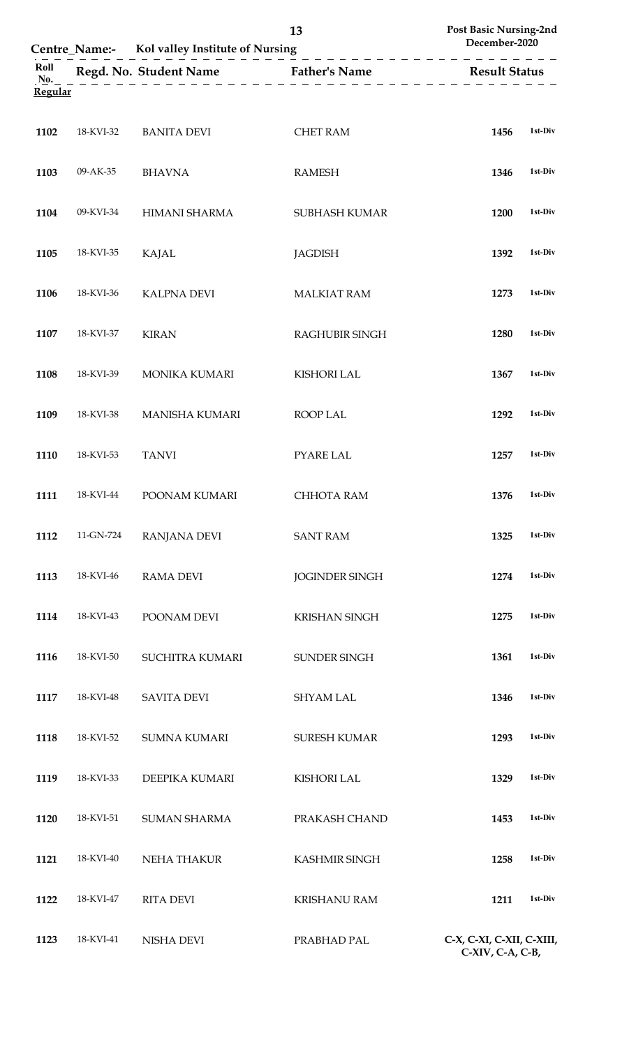Centre_Name:- Kol valley Institute of Nursing

Post Basic Nursing-2nd December-2020

| Roll No. | Regd. No. | Student Name | Father's Name | Result Status | |
|---|---|---|---|---|---|
| **Regular** | | | | | |
| 1102 | 18-KVI-32 | BANITA DEVI | CHET RAM | 1456 | 1st-Div |
| 1103 | 09-AK-35 | BHAVNA | RAMESH | 1346 | 1st-Div |
| 1104 | 09-KVI-34 | HIMANI SHARMA | SUBHASH KUMAR | 1200 | 1st-Div |
| 1105 | 18-KVI-35 | KAJAL | JAGDISH | 1392 | 1st-Div |
| 1106 | 18-KVI-36 | KALPNA DEVI | MALKIAT RAM | 1273 | 1st-Div |
| 1107 | 18-KVI-37 | KIRAN | RAGHUBIR SINGH | 1280 | 1st-Div |
| 1108 | 18-KVI-39 | MONIKA KUMARI | KISHORI LAL | 1367 | 1st-Div |
| 1109 | 18-KVI-38 | MANISHA KUMARI | ROOP LAL | 1292 | 1st-Div |
| 1110 | 18-KVI-53 | TANVI | PYARE LAL | 1257 | 1st-Div |
| 1111 | 18-KVI-44 | POONAM KUMARI | CHHOTA RAM | 1376 | 1st-Div |
| 1112 | 11-GN-724 | RANJANA DEVI | SANT RAM | 1325 | 1st-Div |
| 1113 | 18-KVI-46 | RAMA DEVI | JOGINDER SINGH | 1274 | 1st-Div |
| 1114 | 18-KVI-43 | POONAM DEVI | KRISHAN SINGH | 1275 | 1st-Div |
| 1116 | 18-KVI-50 | SUCHITRA KUMARI | SUNDER SINGH | 1361 | 1st-Div |
| 1117 | 18-KVI-48 | SAVITA DEVI | SHYAM LAL | 1346 | 1st-Div |
| 1118 | 18-KVI-52 | SUMNA KUMARI | SURESH KUMAR | 1293 | 1st-Div |
| 1119 | 18-KVI-33 | DEEPIKA KUMARI | KISHORI LAL | 1329 | 1st-Div |
| 1120 | 18-KVI-51 | SUMAN SHARMA | PRAKASH CHAND | 1453 | 1st-Div |
| 1121 | 18-KVI-40 | NEHA THAKUR | KASHMIR SINGH | 1258 | 1st-Div |
| 1122 | 18-KVI-47 | RITA DEVI | KRISHANU RAM | 1211 | 1st-Div |
| 1123 | 18-KVI-41 | NISHA DEVI | PRABHAD PAL | C-X, C-XI, C-XII, C-XIII, C-XIV, C-A, C-B, | |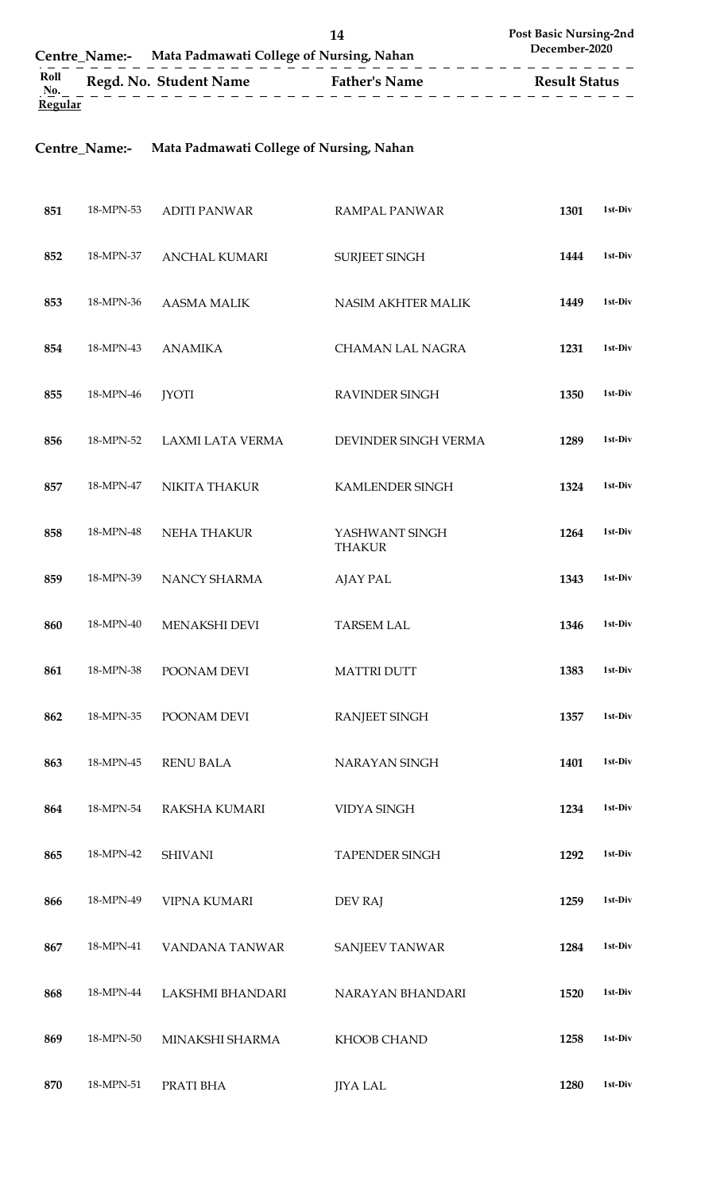**Post Basic Nursing-2nd December-2020**

| Roll No. | Regd. No. | Student Name | Father's Name | Result Status | |
|---|---|---|---|---|---|
| **Regular** | | | | | |

**Centre_Name:- Mata Padmawati College of Nursing, Nahan**

| | | | | | |
|---|---|---|---|---|---|
| 851 | 18-MPN-53 | ADITI PANWAR | RAMPAL PANWAR | 1301 | 1st-Div |
| 852 | 18-MPN-37 | ANCHAL KUMARI | SURJEET SINGH | 1444 | 1st-Div |
| 853 | 18-MPN-36 | AASMA MALIK | NASIM AKHTER MALIK | 1449 | 1st-Div |
| 854 | 18-MPN-43 | ANAMIKA | CHAMAN LAL NAGRA | 1231 | 1st-Div |
| 855 | 18-MPN-46 | JYOTI | RAVINDER SINGH | 1350 | 1st-Div |
| 856 | 18-MPN-52 | LAXMI LATA VERMA | DEVINDER SINGH VERMA | 1289 | 1st-Div |
| 857 | 18-MPN-47 | NIKITA THAKUR | KAMLENDER SINGH | 1324 | 1st-Div |
| 858 | 18-MPN-48 | NEHA THAKUR | YASHWANT SINGH THAKUR | 1264 | 1st-Div |
| 859 | 18-MPN-39 | NANCY SHARMA | AJAY PAL | 1343 | 1st-Div |
| 860 | 18-MPN-40 | MENAKSHI DEVI | TARSEM LAL | 1346 | 1st-Div |
| 861 | 18-MPN-38 | POONAM DEVI | MATTRI DUTT | 1383 | 1st-Div |
| 862 | 18-MPN-35 | POONAM DEVI | RANJEET SINGH | 1357 | 1st-Div |
| 863 | 18-MPN-45 | RENU BALA | NARAYAN SINGH | 1401 | 1st-Div |
| 864 | 18-MPN-54 | RAKSHA KUMARI | VIDYA SINGH | 1234 | 1st-Div |
| 865 | 18-MPN-42 | SHIVANI | TAPENDER SINGH | 1292 | 1st-Div |
| 866 | 18-MPN-49 | VIPNA KUMARI | DEV RAJ | 1259 | 1st-Div |
| 867 | 18-MPN-41 | VANDANA TANWAR | SANJEEV TANWAR | 1284 | 1st-Div |
| 868 | 18-MPN-44 | LAKSHMI BHANDARI | NARAYAN BHANDARI | 1520 | 1st-Div |
| 869 | 18-MPN-50 | MINAKSHI SHARMA | KHOOB CHAND | 1258 | 1st-Div |
| 870 | 18-MPN-51 | PRATI BHA | JIYA LAL | 1280 | 1st-Div |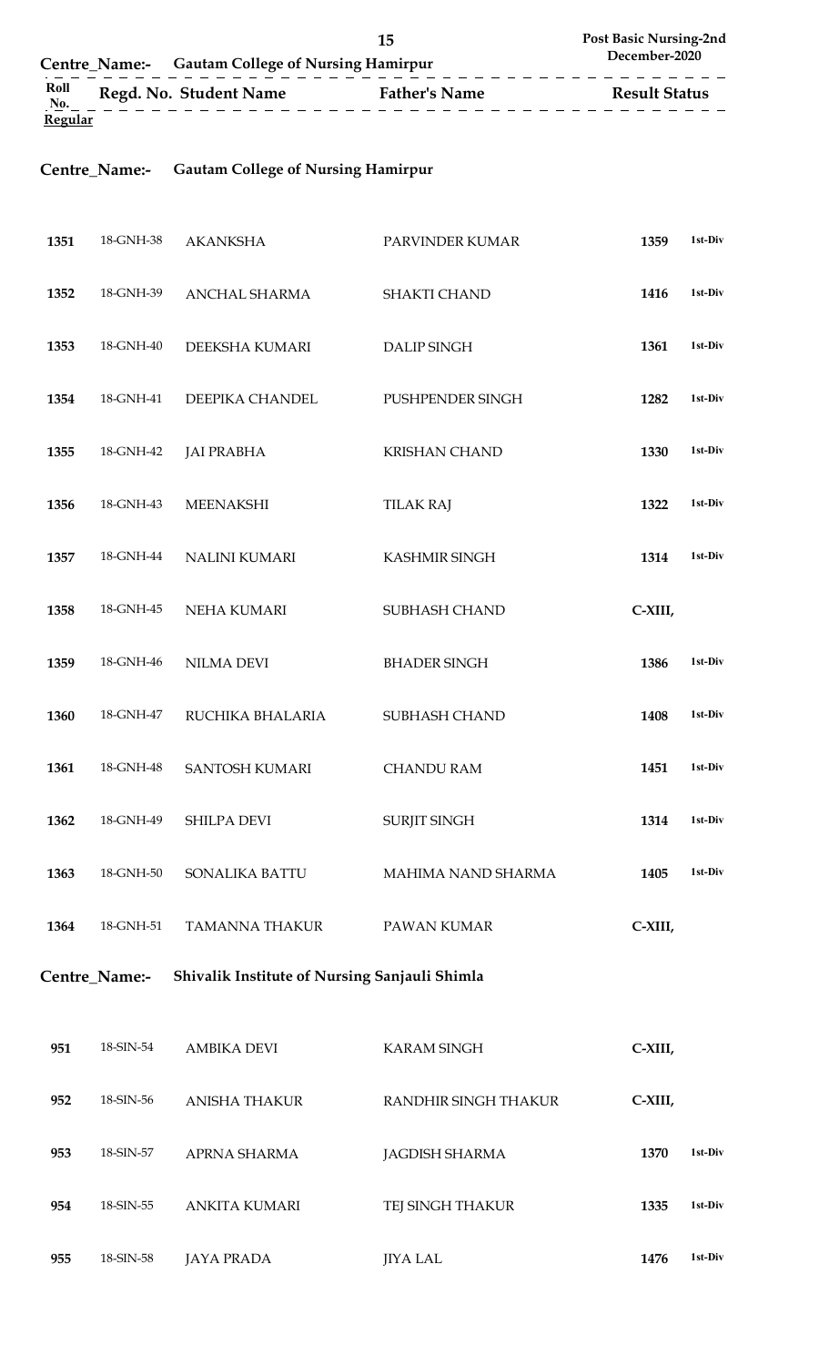| Roll No. | Regd. No. | Student Name | Father's Name | Result Status | |
|---|---|---|---|---|---|
| **Regular** | | | | | |

## Centre_Name:- Gautam College of Nursing Hamirpur

| | | | | | |
|---|---|---|---|---|---|
| 1351 | 18-GNH-38 | AKANKSHA | PARVINDER KUMAR | 1359 | 1st-Div |
| 1352 | 18-GNH-39 | ANCHAL SHARMA | SHAKTI CHAND | 1416 | 1st-Div |
| 1353 | 18-GNH-40 | DEEKSHA KUMARI | DALIP SINGH | 1361 | 1st-Div |
| 1354 | 18-GNH-41 | DEEPIKA CHANDEL | PUSHPENDER SINGH | 1282 | 1st-Div |
| 1355 | 18-GNH-42 | JAI PRABHA | KRISHAN CHAND | 1330 | 1st-Div |
| 1356 | 18-GNH-43 | MEENAKSHI | TILAK RAJ | 1322 | 1st-Div |
| 1357 | 18-GNH-44 | NALINI KUMARI | KASHMIR SINGH | 1314 | 1st-Div |
| 1358 | 18-GNH-45 | NEHA KUMARI | SUBHASH CHAND | C-XIII, | |
| 1359 | 18-GNH-46 | NILMA DEVI | BHADER SINGH | 1386 | 1st-Div |
| 1360 | 18-GNH-47 | RUCHIKA BHALARIA | SUBHASH CHAND | 1408 | 1st-Div |
| 1361 | 18-GNH-48 | SANTOSH KUMARI | CHANDU RAM | 1451 | 1st-Div |
| 1362 | 18-GNH-49 | SHILPA DEVI | SURJIT SINGH | 1314 | 1st-Div |
| 1363 | 18-GNH-50 | SONALIKA BATTU | MAHIMA NAND SHARMA | 1405 | 1st-Div |
| 1364 | 18-GNH-51 | TAMANNA THAKUR | PAWAN KUMAR | C-XIII, | |

## Centre_Name:- Shivalik Institute of Nursing Sanjauli Shimla

| | | | | | |
|---|---|---|---|---|---|
| 951 | 18-SIN-54 | AMBIKA DEVI | KARAM SINGH | C-XIII, | |
| 952 | 18-SIN-56 | ANISHA THAKUR | RANDHIR SINGH THAKUR | C-XIII, | |
| 953 | 18-SIN-57 | APRNA SHARMA | JAGDISH SHARMA | 1370 | 1st-Div |
| 954 | 18-SIN-55 | ANKITA KUMARI | TEJ SINGH THAKUR | 1335 | 1st-Div |
| 955 | 18-SIN-58 | JAYA PRADA | JIYA LAL | 1476 | 1st-Div |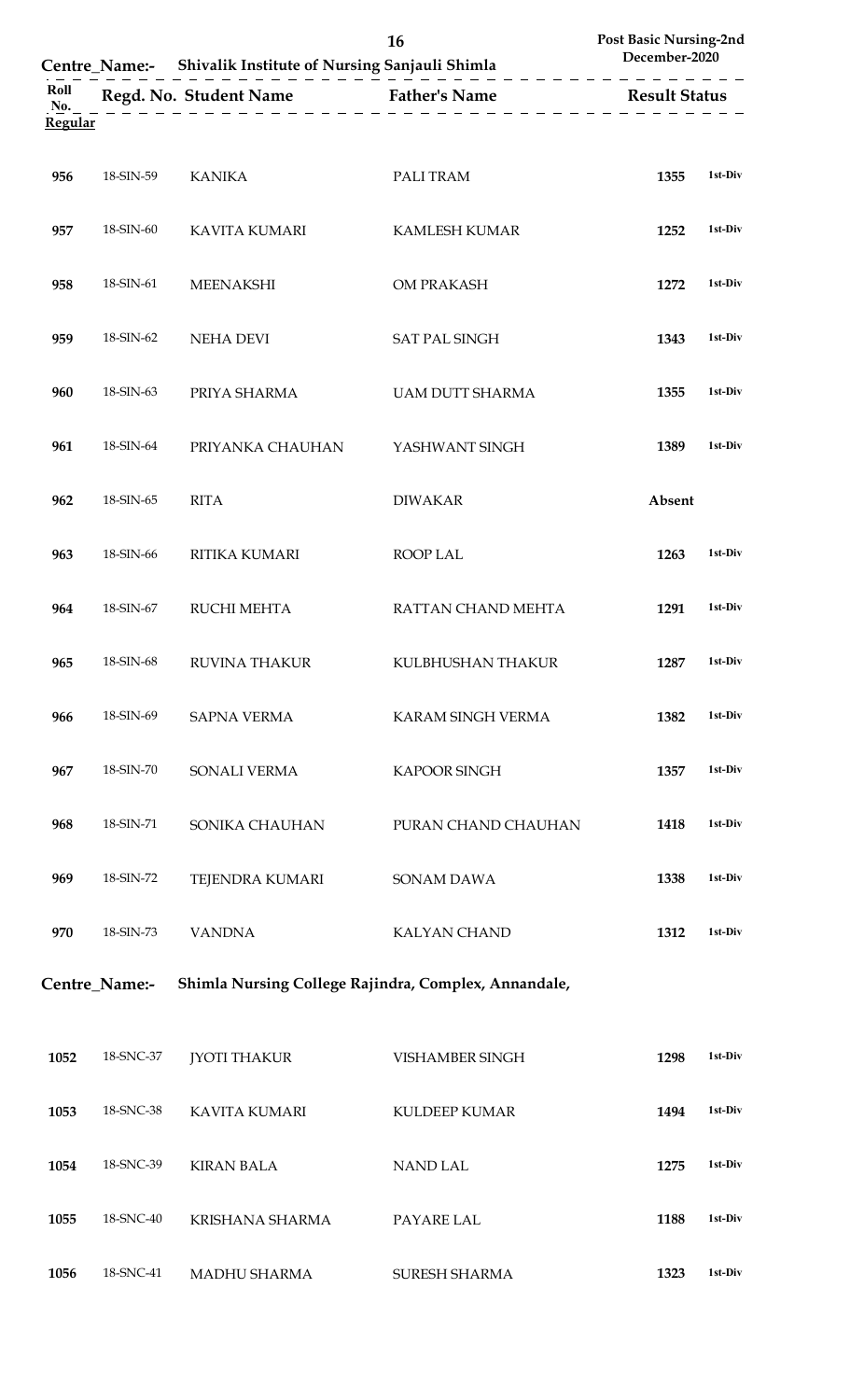Centre_Name:- Shivalik Institute of Nursing Sanjauli Shimla

| Roll No. | Regd. No. | Student Name | Father's Name | Result Status | |
|---|---|---|---|---|---|
| **Regular** | | | | | |
| 956 | 18-SIN-59 | KANIKA | PALI TRAM | 1355 | 1st-Div |
| 957 | 18-SIN-60 | KAVITA KUMARI | KAMLESH KUMAR | 1252 | 1st-Div |
| 958 | 18-SIN-61 | MEENAKSHI | OM PRAKASH | 1272 | 1st-Div |
| 959 | 18-SIN-62 | NEHA DEVI | SAT PAL SINGH | 1343 | 1st-Div |
| 960 | 18-SIN-63 | PRIYA SHARMA | UAM DUTT SHARMA | 1355 | 1st-Div |
| 961 | 18-SIN-64 | PRIYANKA CHAUHAN | YASHWANT SINGH | 1389 | 1st-Div |
| 962 | 18-SIN-65 | RITA | DIWAKAR | Absent | |
| 963 | 18-SIN-66 | RITIKA KUMARI | ROOP LAL | 1263 | 1st-Div |
| 964 | 18-SIN-67 | RUCHI MEHTA | RATTAN CHAND MEHTA | 1291 | 1st-Div |
| 965 | 18-SIN-68 | RUVINA THAKUR | KULBHUSHAN THAKUR | 1287 | 1st-Div |
| 966 | 18-SIN-69 | SAPNA VERMA | KARAM SINGH VERMA | 1382 | 1st-Div |
| 967 | 18-SIN-70 | SONALI VERMA | KAPOOR SINGH | 1357 | 1st-Div |
| 968 | 18-SIN-71 | SONIKA CHAUHAN | PURAN CHAND CHAUHAN | 1418 | 1st-Div |
| 969 | 18-SIN-72 | TEJENDRA KUMARI | SONAM DAWA | 1338 | 1st-Div |
| 970 | 18-SIN-73 | VANDNA | KALYAN CHAND | 1312 | 1st-Div |

Centre_Name:- Shimla Nursing College Rajindra, Complex, Annandale,

| | | | | | |
|---|---|---|---|---|---|
| 1052 | 18-SNC-37 | JYOTI THAKUR | VISHAMBER SINGH | 1298 | 1st-Div |
| 1053 | 18-SNC-38 | KAVITA KUMARI | KULDEEP KUMAR | 1494 | 1st-Div |
| 1054 | 18-SNC-39 | KIRAN BALA | NAND LAL | 1275 | 1st-Div |
| 1055 | 18-SNC-40 | KRISHANA SHARMA | PAYARE LAL | 1188 | 1st-Div |
| 1056 | 18-SNC-41 | MADHU SHARMA | SURESH SHARMA | 1323 | 1st-Div |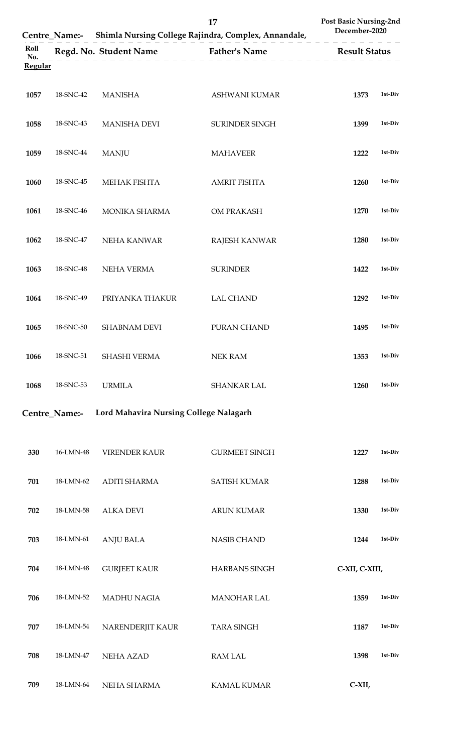Centre_Name:- Shimla Nursing College Rajindra, Complex, Annandale,

Post Basic Nursing-2nd December-2020

| Roll No. | Regd. No. | Student Name | Father's Name | Result Status | |
|---|---|---|---|---|---|
| **Regular** | | | | | |
| 1057 | 18-SNC-42 | MANISHA | ASHWANI KUMAR | 1373 | 1st-Div |
| 1058 | 18-SNC-43 | MANISHA DEVI | SURINDER SINGH | 1399 | 1st-Div |
| 1059 | 18-SNC-44 | MANJU | MAHAVEER | 1222 | 1st-Div |
| 1060 | 18-SNC-45 | MEHAK FISHTA | AMRIT FISHTA | 1260 | 1st-Div |
| 1061 | 18-SNC-46 | MONIKA SHARMA | OM PRAKASH | 1270 | 1st-Div |
| 1062 | 18-SNC-47 | NEHA KANWAR | RAJESH KANWAR | 1280 | 1st-Div |
| 1063 | 18-SNC-48 | NEHA VERMA | SURINDER | 1422 | 1st-Div |
| 1064 | 18-SNC-49 | PRIYANKA THAKUR | LAL CHAND | 1292 | 1st-Div |
| 1065 | 18-SNC-50 | SHABNAM DEVI | PURAN CHAND | 1495 | 1st-Div |
| 1066 | 18-SNC-51 | SHASHI VERMA | NEK RAM | 1353 | 1st-Div |
| 1068 | 18-SNC-53 | URMILA | SHANKAR LAL | 1260 | 1st-Div |

Centre_Name:- Lord Mahavira Nursing College Nalagarh

| Roll No. | Regd. No. | Student Name | Father's Name | Result Status | |
|---|---|---|---|---|---|
| 330 | 16-LMN-48 | VIRENDER KAUR | GURMEET SINGH | 1227 | 1st-Div |
| 701 | 18-LMN-62 | ADITI SHARMA | SATISH KUMAR | 1288 | 1st-Div |
| 702 | 18-LMN-58 | ALKA DEVI | ARUN KUMAR | 1330 | 1st-Div |
| 703 | 18-LMN-61 | ANJU BALA | NASIB CHAND | 1244 | 1st-Div |
| 704 | 18-LMN-48 | GURJEET KAUR | HARBANS SINGH | C-XII, C-XIII, | |
| 706 | 18-LMN-52 | MADHU NAGIA | MANOHAR LAL | 1359 | 1st-Div |
| 707 | 18-LMN-54 | NARENDERJIT KAUR | TARA SINGH | 1187 | 1st-Div |
| 708 | 18-LMN-47 | NEHA AZAD | RAM LAL | 1398 | 1st-Div |
| 709 | 18-LMN-64 | NEHA SHARMA | KAMAL KUMAR | C-XII, | |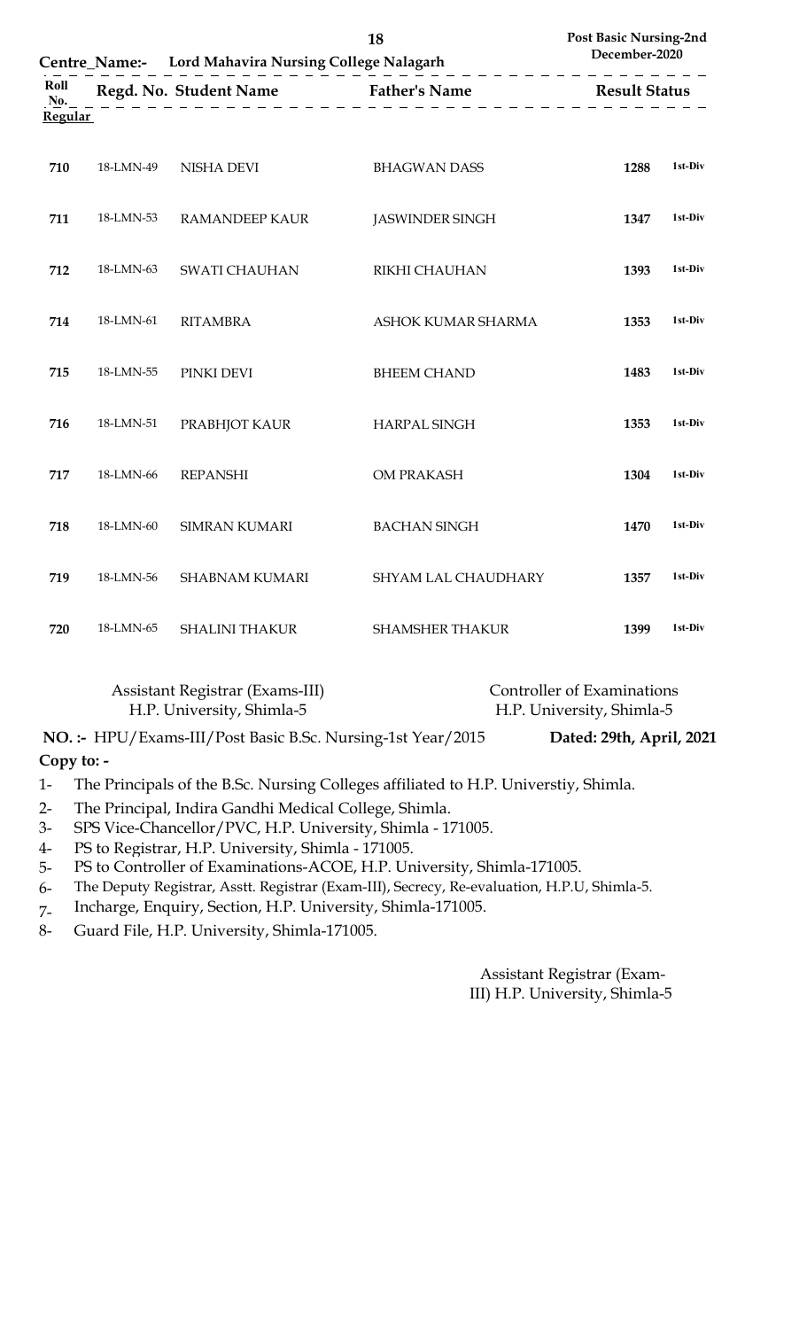**Centre_Name:- Lord Mahavira Nursing College Nalagarh**

**Post Basic Nursing-2nd December-2020**

| Roll No. | Regd. No. | Student Name | Father's Name | Result Status | |
|---|---|---|---|---|---|
| **Regular** | | | | | |
| 710 | 18-LMN-49 | NISHA DEVI | BHAGWAN DASS | 1288 | 1st-Div |
| 711 | 18-LMN-53 | RAMANDEEP KAUR | JASWINDER SINGH | 1347 | 1st-Div |
| 712 | 18-LMN-63 | SWATI CHAUHAN | RIKHI CHAUHAN | 1393 | 1st-Div |
| 714 | 18-LMN-61 | RITAMBRA | ASHOK KUMAR SHARMA | 1353 | 1st-Div |
| 715 | 18-LMN-55 | PINKI DEVI | BHEEM CHAND | 1483 | 1st-Div |
| 716 | 18-LMN-51 | PRABHJOT KAUR | HARPAL SINGH | 1353 | 1st-Div |
| 717 | 18-LMN-66 | REPANSHI | OM PRAKASH | 1304 | 1st-Div |
| 718 | 18-LMN-60 | SIMRAN KUMARI | BACHAN SINGH | 1470 | 1st-Div |
| 719 | 18-LMN-56 | SHABNAM KUMARI | SHYAM LAL CHAUDHARY | 1357 | 1st-Div |
| 720 | 18-LMN-65 | SHALINI THAKUR | SHAMSHER THAKUR | 1399 | 1st-Div |

Assistant Registrar (Exams-III)
H.P. University, Shimla-5

Controller of Examinations
H.P. University, Shimla-5

**NO. :-** HPU/Exams-III/Post Basic B.Sc. Nursing-1st Year/2015 **Dated: 29th, April, 2021**

**Copy to: -**

1- The Principals of the B.Sc. Nursing Colleges affiliated to H.P. Universtiy, Shimla.
2- The Principal, Indira Gandhi Medical College, Shimla.
3- SPS Vice-Chancellor/PVC, H.P. University, Shimla - 171005.
4- PS to Registrar, H.P. University, Shimla - 171005.
5- PS to Controller of Examinations-ACOE, H.P. University, Shimla-171005.
6- The Deputy Registrar, Asstt. Registrar (Exam-III), Secrecy, Re-evaluation, H.P.U, Shimla-5.
7- Incharge, Enquiry, Section, H.P. University, Shimla-171005.
8- Guard File, H.P. University, Shimla-171005.

Assistant Registrar (Exam-III) H.P. University, Shimla-5